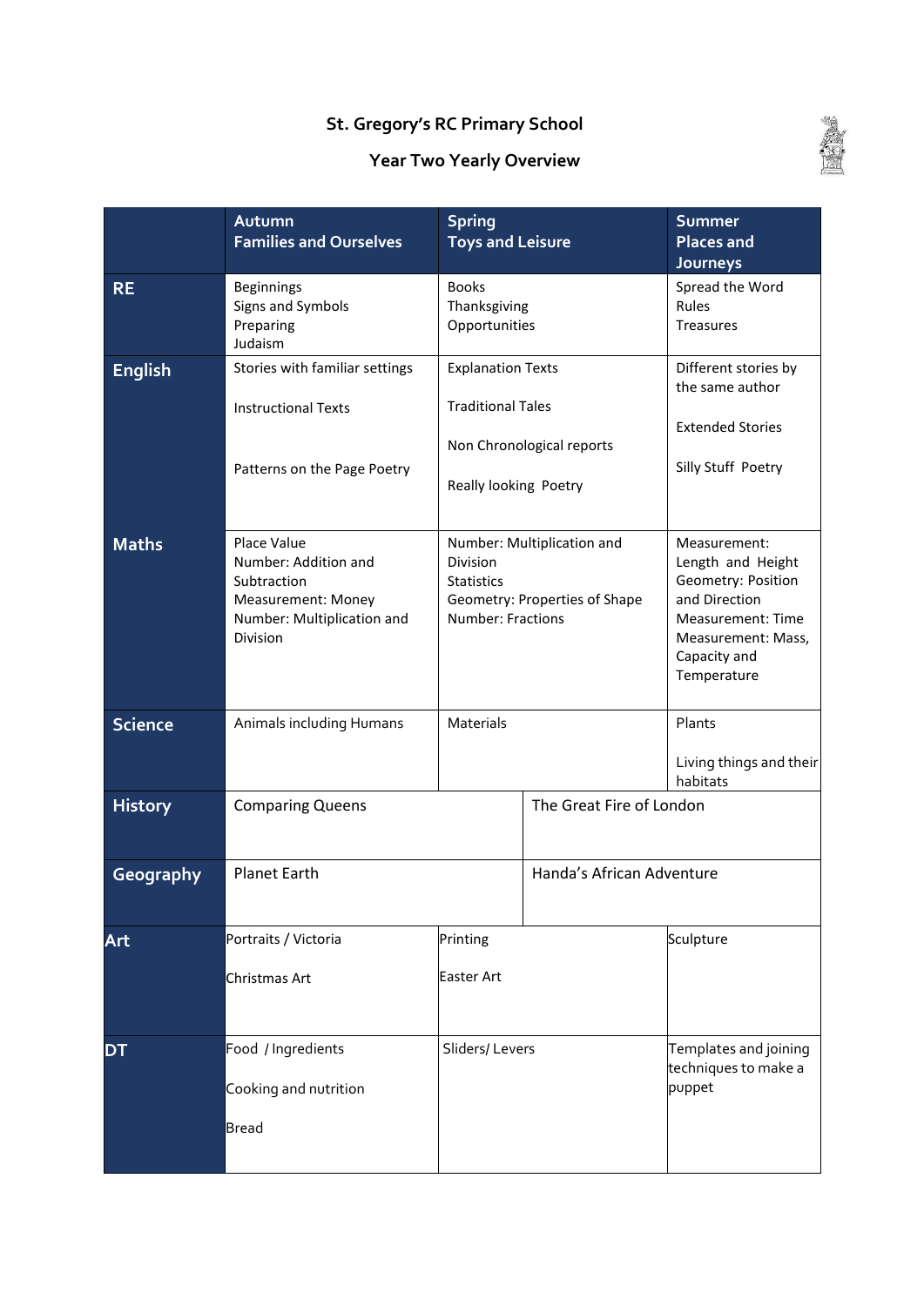# St. Gregory's RC Primary School

## Year Two Yearly Overview

| | Autumn<br>Families and Ourselves | Spring<br>Toys and Leisure | Summer<br>Places and Journeys |
|---|---|---|---|
| **RE** | Beginnings<br>Signs and Symbols<br>Preparing<br>Judaism | Books<br>Thanksgiving<br>Opportunities | Spread the Word<br>Rules<br>Treasures |
| **English** | Stories with familiar settings<br><br>Instructional Texts<br><br>Patterns on the Page Poetry | Explanation Texts<br><br>Traditional Tales<br><br>Non Chronological reports<br><br>Really looking Poetry | Different stories by the same author<br><br>Extended Stories<br><br>Silly Stuff Poetry |
| **Maths** | Place Value<br>Number: Addition and Subtraction<br>Measurement: Money<br>Number: Multiplication and Division | Number: Multiplication and Division<br>Statistics<br>Geometry: Properties of Shape<br>Number: Fractions | Measurement: Length and Height<br>Geometry: Position and Direction<br>Measurement: Time<br>Measurement: Mass, Capacity and Temperature |
| **Science** | Animals including Humans | Materials | Plants<br><br>Living things and their habitats |
| **History** | Comparing Queens | The Great Fire of London | |
| **Geography** | Planet Earth | Handa's African Adventure | |
| **Art** | Portraits / Victoria<br><br>Christmas Art | Printing<br><br>Easter Art | Sculpture |
| **DT** | Food / Ingredients<br><br>Cooking and nutrition<br><br>Bread | Sliders/ Levers | Templates and joining techniques to make a puppet |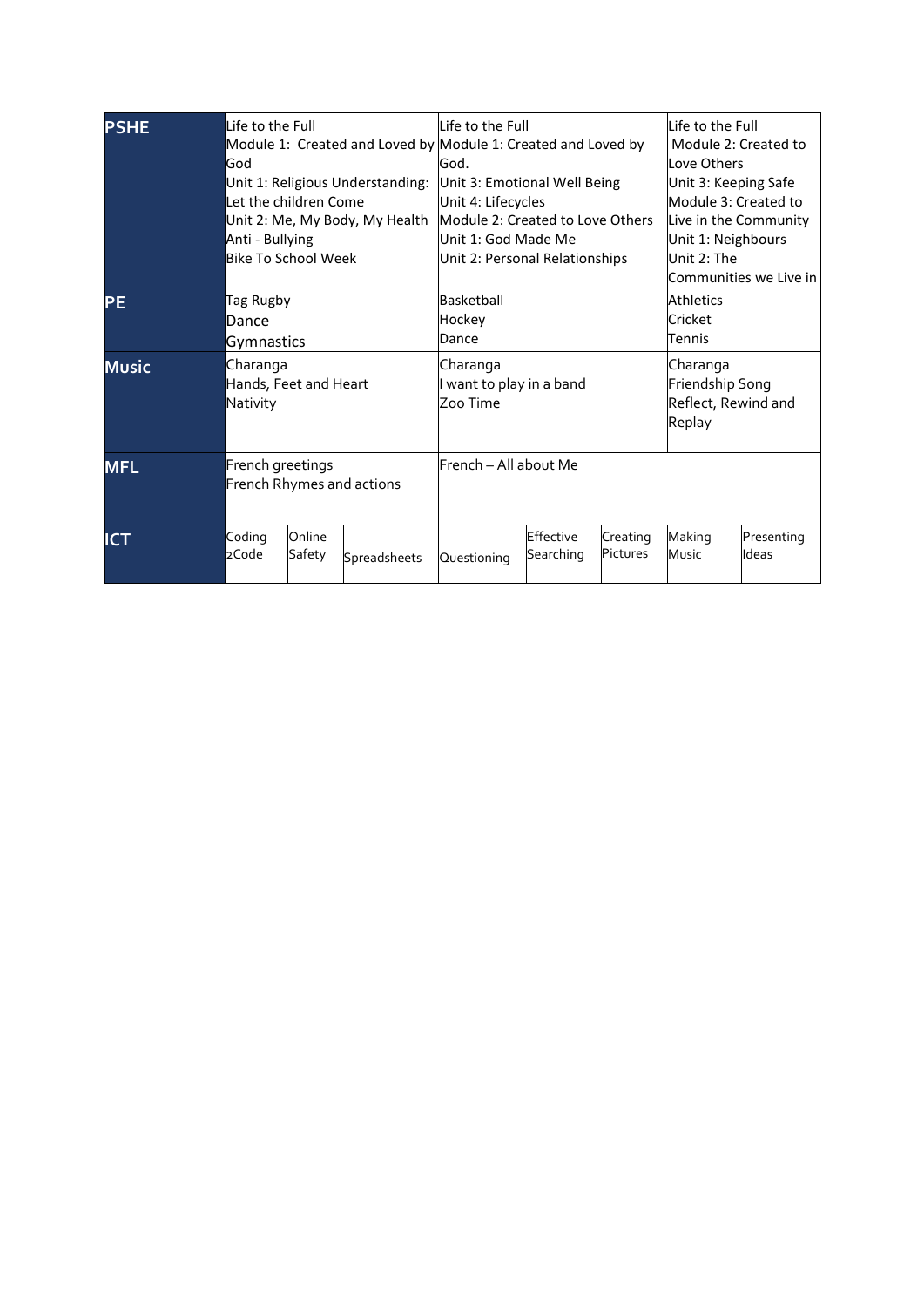| | | | |
|---|---|---|---|
| **PSHE** | Life to the Full<br>Module 1: Created and Loved by God<br>Unit 1: Religious Understanding: Let the children Come<br>Unit 2: Me, My Body, My Health<br>Anti - Bullying<br>Bike To School Week | Life to the Full<br>Module 1: Created and Loved by God.<br>Unit 3: Emotional Well Being<br>Unit 4: Lifecycles<br>Module 2: Created to Love Others<br>Unit 1: God Made Me<br>Unit 2: Personal Relationships | Life to the Full<br>Module 2: Created to Love Others<br>Unit 3: Keeping Safe<br>Module 3: Created to Live in the Community<br>Unit 1: Neighbours<br>Unit 2: The Communities we Live in |
| **PE** | Tag Rugby<br>Dance<br>Gymnastics | Basketball<br>Hockey<br>Dance | Athletics<br>Cricket<br>Tennis |
| **Music** | Charanga<br>Hands, Feet and Heart<br>Nativity | Charanga<br>I want to play in a band<br>Zoo Time | Charanga<br>Friendship Song<br>Reflect, Rewind and Replay |
| **MFL** | French greetings<br>French Rhymes and actions | French – All about Me | |
| **ICT** | Coding 2Code<br>Online Safety<br>Spreadsheets | Questioning<br>Effective Searching<br>Creating Pictures | Making Music<br>Presenting Ideas |